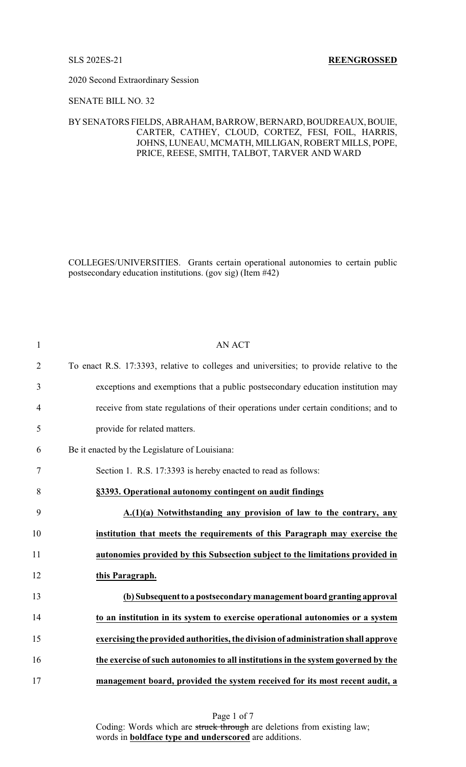SLS 202ES-21 **REENGROSSED**

2020 Second Extraordinary Session

SENATE BILL NO. 32

BY SENATORS FIELDS, ABRAHAM, BARROW, BERNARD, BOUDREAUX, BOUIE, CARTER, CATHEY, CLOUD, CORTEZ, FESI, FOIL, HARRIS, JOHNS, LUNEAU, MCMATH, MILLIGAN, ROBERT MILLS, POPE, PRICE, REESE, SMITH, TALBOT, TARVER AND WARD

COLLEGES/UNIVERSITIES. Grants certain operational autonomies to certain public postsecondary education institutions. (gov sig) (Item #42)

1 AN ACT

2 To enact R.S. 17:3393, relative to colleges and universities; to provide relative to the

3 exceptions and exemptions that a public postsecondary education institution may

4 receive from state regulations of their operations under certain conditions; and to

5 provide for related matters.

6 Be it enacted by the Legislature of Louisiana:

7 Section 1. R.S. 17:3393 is hereby enacted to read as follows:

8 **§3393. Operational autonomy contingent on audit findings**

9 **A.(1)(a) Notwithstanding any provision of law to the contrary, any**

10 **institution that meets the requirements of this Paragraph may exercise the**

11 **autonomies provided by this Subsection subject to the limitations provided in**

12 **this Paragraph.**

13 **(b) Subsequent to a postsecondary management board granting approval**

14 **to an institution in its system to exercise operational autonomies or a system**

15 **exercising the provided authorities, the division of administration shall approve**

16 **the exercise of such autonomies to all institutions in the system governed by the**

17 **management board, provided the system received for its most recent audit, a**

Coding: Words which are ~~struck through~~ are deletions from existing law; words in **boldface type and underscored** are additions.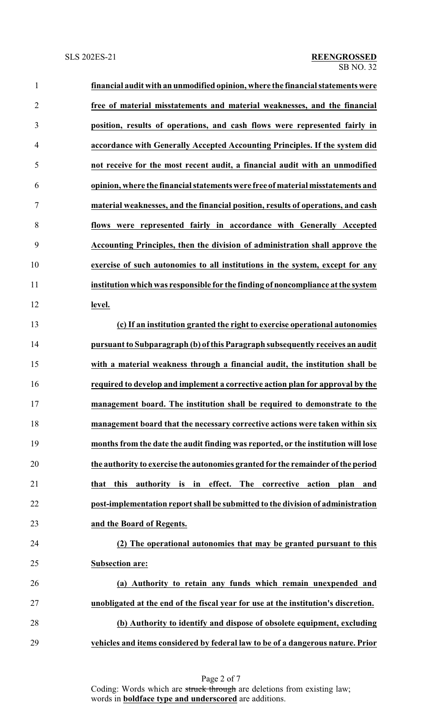**financial audit with an unmodified opinion, where the financial statements were free of material misstatements and material weaknesses, and the financial position, results of operations, and cash flows were represented fairly in accordance with Generally Accepted Accounting Principles. If the system did not receive for the most recent audit, a financial audit with an unmodified opinion, where the financial statements were free of material misstatements and material weaknesses, and the financial position, results of operations, and cash flows were represented fairly in accordance with Generally Accepted Accounting Principles, then the division of administration shall approve the exercise of such autonomies to all institutions in the system, except for any institution which was responsible for the finding of noncompliance at the system level.**

**(c) If an institution granted the right to exercise operational autonomies pursuant to Subparagraph (b) of this Paragraph subsequently receives an audit with a material weakness through a financial audit, the institution shall be required to develop and implement a corrective action plan for approval by the management board. The institution shall be required to demonstrate to the management board that the necessary corrective actions were taken within six months from the date the audit finding was reported, or the institution will lose the authority to exercise the autonomies granted for the remainder of the period that this authority is in effect. The corrective action plan and post-implementation report shall be submitted to the division of administration and the Board of Regents.**

**(2) The operational autonomies that may be granted pursuant to this Subsection are:**

**(a) Authority to retain any funds which remain unexpended and unobligated at the end of the fiscal year for use at the institution's discretion.**

**(b) Authority to identify and dispose of obsolete equipment, excluding vehicles and items considered by federal law to be of a dangerous nature. Prior**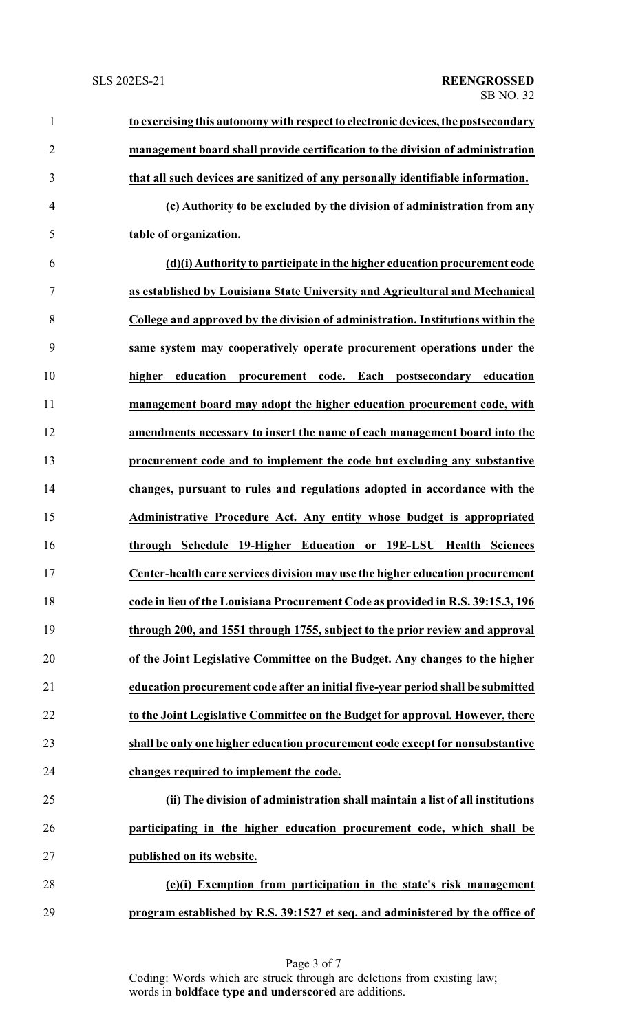**to exercising this autonomy with respect to electronic devices, the postsecondary management board shall provide certification to the division of administration that all such devices are sanitized of any personally identifiable information.**

**(c) Authority to be excluded by the division of administration from any table of organization.**

**(d)(i) Authority to participate in the higher education procurement code as established by Louisiana State University and Agricultural and Mechanical College and approved by the division of administration. Institutions within the same system may cooperatively operate procurement operations under the higher education procurement code. Each postsecondary education management board may adopt the higher education procurement code, with amendments necessary to insert the name of each management board into the procurement code and to implement the code but excluding any substantive changes, pursuant to rules and regulations adopted in accordance with the Administrative Procedure Act. Any entity whose budget is appropriated through Schedule 19-Higher Education or 19E-LSU Health Sciences Center-health care services division may use the higher education procurement code in lieu of the Louisiana Procurement Code as provided in R.S. 39:15.3, 196 through 200, and 1551 through 1755, subject to the prior review and approval of the Joint Legislative Committee on the Budget. Any changes to the higher education procurement code after an initial five-year period shall be submitted to the Joint Legislative Committee on the Budget for approval. However, there shall be only one higher education procurement code except for nonsubstantive changes required to implement the code.**

**(ii) The division of administration shall maintain a list of all institutions participating in the higher education procurement code, which shall be published on its website.**

**(e)(i) Exemption from participation in the state's risk management program established by R.S. 39:1527 et seq. and administered by the office of**

Coding: Words which are ~~struck through~~ are deletions from existing law; words in **boldface type and underscored** are additions.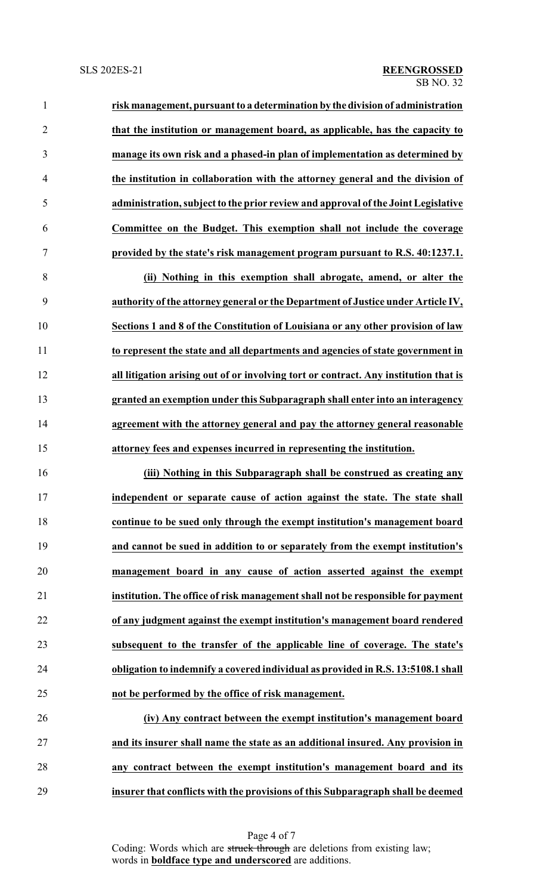**risk management, pursuant to a determination by the division of administration that the institution or management board, as applicable, has the capacity to manage its own risk and a phased-in plan of implementation as determined by the institution in collaboration with the attorney general and the division of administration, subject to the prior review and approval of the Joint Legislative Committee on the Budget. This exemption shall not include the coverage provided by the state's risk management program pursuant to R.S. 40:1237.1.**

**(ii) Nothing in this exemption shall abrogate, amend, or alter the authority of the attorney general or the Department of Justice under Article IV, Sections 1 and 8 of the Constitution of Louisiana or any other provision of law to represent the state and all departments and agencies of state government in all litigation arising out of or involving tort or contract. Any institution that is granted an exemption under this Subparagraph shall enter into an interagency agreement with the attorney general and pay the attorney general reasonable attorney fees and expenses incurred in representing the institution.**

**(iii) Nothing in this Subparagraph shall be construed as creating any independent or separate cause of action against the state. The state shall continue to be sued only through the exempt institution's management board and cannot be sued in addition to or separately from the exempt institution's management board in any cause of action asserted against the exempt institution. The office of risk management shall not be responsible for payment of any judgment against the exempt institution's management board rendered subsequent to the transfer of the applicable line of coverage. The state's obligation to indemnify a covered individual as provided in R.S. 13:5108.1 shall not be performed by the office of risk management.**

**(iv) Any contract between the exempt institution's management board and its insurer shall name the state as an additional insured. Any provision in any contract between the exempt institution's management board and its insurer that conflicts with the provisions of this Subparagraph shall be deemed**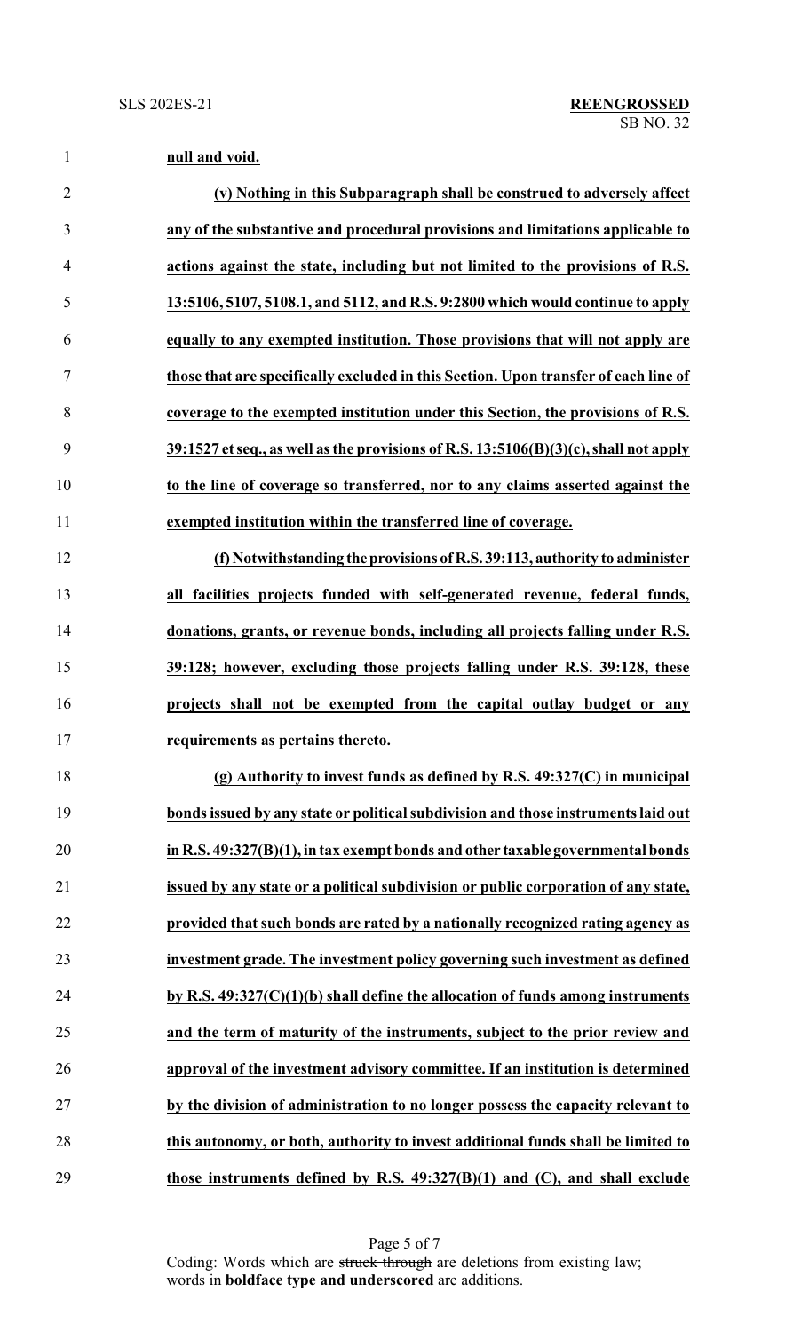**null and void.**

**(v) Nothing in this Subparagraph shall be construed to adversely affect any of the substantive and procedural provisions and limitations applicable to actions against the state, including but not limited to the provisions of R.S. 13:5106, 5107, 5108.1, and 5112, and R.S. 9:2800 which would continue to apply equally to any exempted institution. Those provisions that will not apply are those that are specifically excluded in this Section. Upon transfer of each line of coverage to the exempted institution under this Section, the provisions of R.S. 39:1527 et seq., as well as the provisions of R.S. 13:5106(B)(3)(c), shall not apply to the line of coverage so transferred, nor to any claims asserted against the exempted institution within the transferred line of coverage.**

**(f) Notwithstanding the provisions of R.S. 39:113, authority to administer all facilities projects funded with self-generated revenue, federal funds, donations, grants, or revenue bonds, including all projects falling under R.S. 39:128; however, excluding those projects falling under R.S. 39:128, these projects shall not be exempted from the capital outlay budget or any requirements as pertains thereto.**

**(g) Authority to invest funds as defined by R.S. 49:327(C) in municipal bonds issued by any state or political subdivision and those instruments laid out in R.S. 49:327(B)(1), in tax exempt bonds and other taxable governmental bonds issued by any state or a political subdivision or public corporation of any state, provided that such bonds are rated by a nationally recognized rating agency as investment grade. The investment policy governing such investment as defined by R.S. 49:327(C)(1)(b) shall define the allocation of funds among instruments and the term of maturity of the instruments, subject to the prior review and approval of the investment advisory committee. If an institution is determined by the division of administration to no longer possess the capacity relevant to this autonomy, or both, authority to invest additional funds shall be limited to those instruments defined by R.S. 49:327(B)(1) and (C), and shall exclude**

Coding: Words which are ~~struck through~~ are deletions from existing law; words in **boldface type and underscored** are additions.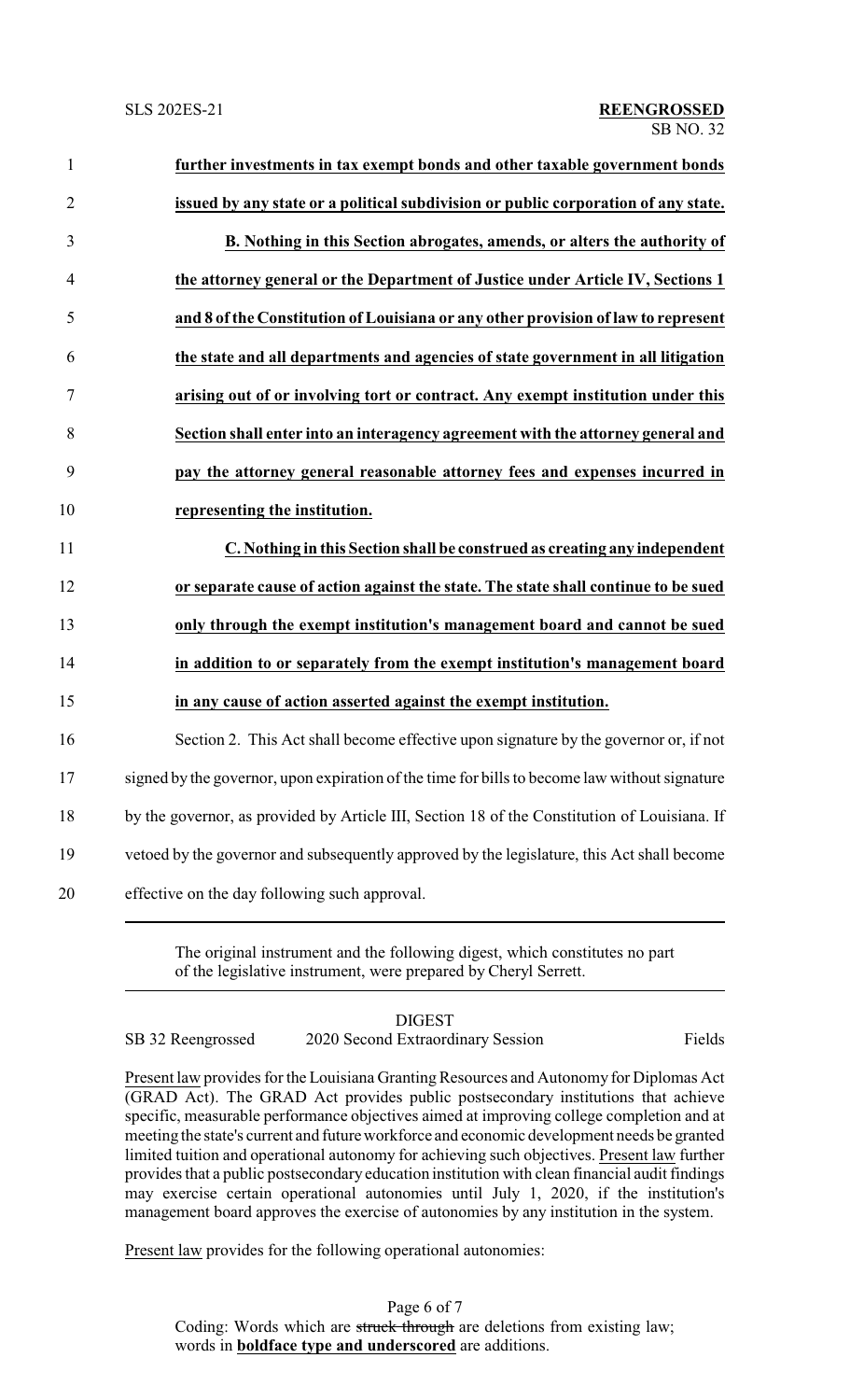**further investments in tax exempt bonds and other taxable government bonds issued by any state or a political subdivision or public corporation of any state.**

**B. Nothing in this Section abrogates, amends, or alters the authority of the attorney general or the Department of Justice under Article IV, Sections 1 and 8 of the Constitution of Louisiana or any other provision of law to represent the state and all departments and agencies of state government in all litigation arising out of or involving tort or contract. Any exempt institution under this Section shall enter into an interagency agreement with the attorney general and pay the attorney general reasonable attorney fees and expenses incurred in representing the institution.**

**C. Nothing in this Section shall be construed as creating any independent or separate cause of action against the state. The state shall continue to be sued only through the exempt institution's management board and cannot be sued in addition to or separately from the exempt institution's management board in any cause of action asserted against the exempt institution.**

Section 2. This Act shall become effective upon signature by the governor or, if not signed by the governor, upon expiration of the time for bills to become law without signature by the governor, as provided by Article III, Section 18 of the Constitution of Louisiana. If vetoed by the governor and subsequently approved by the legislature, this Act shall become effective on the day following such approval.

---

The original instrument and the following digest, which constitutes no part of the legislative instrument, were prepared by Cheryl Serrett.

---

DIGEST

SB 32 Reengrossed — 2020 Second Extraordinary Session — Fields

Present law provides for the Louisiana Granting Resources and Autonomy for Diplomas Act (GRAD Act). The GRAD Act provides public postsecondary institutions that achieve specific, measurable performance objectives aimed at improving college completion and at meeting the state's current and future workforce and economic development needs be granted limited tuition and operational autonomy for achieving such objectives. Present law further provides that a public postsecondary education institution with clean financial audit findings may exercise certain operational autonomies until July 1, 2020, if the institution's management board approves the exercise of autonomies by any institution in the system.

Present law provides for the following operational autonomies: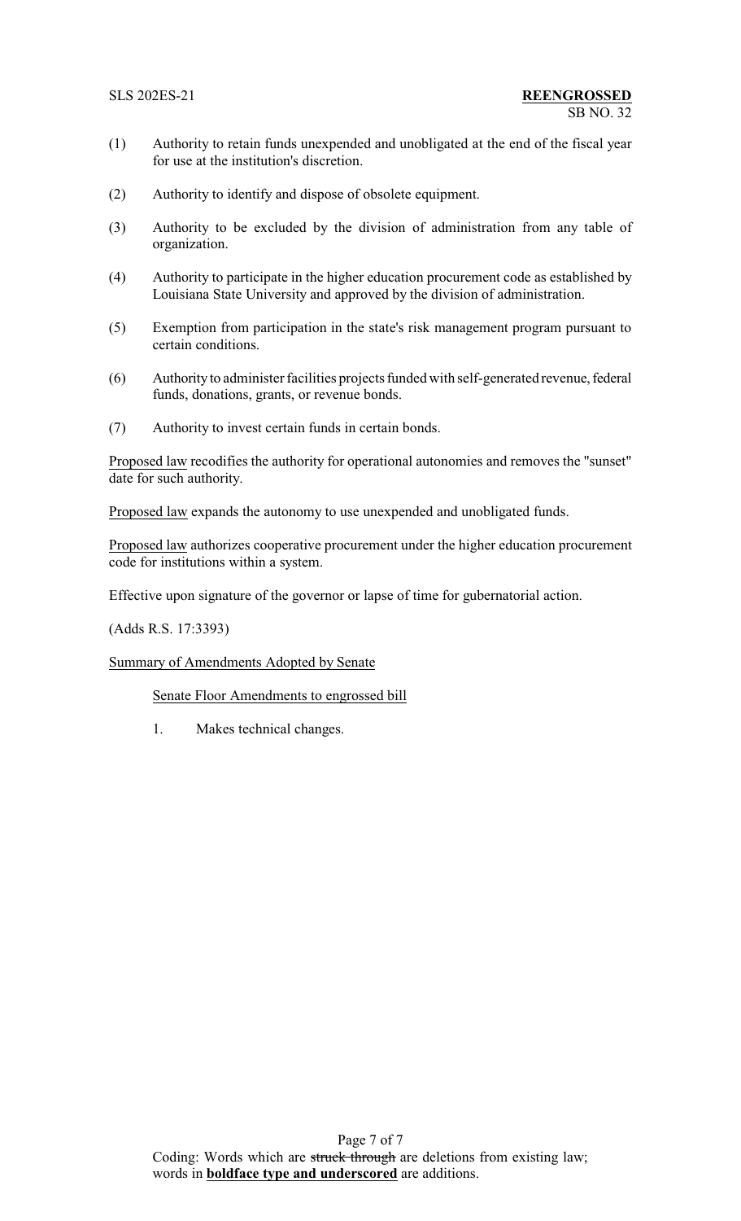(1) Authority to retain funds unexpended and unobligated at the end of the fiscal year for use at the institution's discretion.

(2) Authority to identify and dispose of obsolete equipment.

(3) Authority to be excluded by the division of administration from any table of organization.

(4) Authority to participate in the higher education procurement code as established by Louisiana State University and approved by the division of administration.

(5) Exemption from participation in the state's risk management program pursuant to certain conditions.

(6) Authority to administer facilities projects funded with self-generated revenue, federal funds, donations, grants, or revenue bonds.

(7) Authority to invest certain funds in certain bonds.

<u>Proposed law</u> recodifies the authority for operational autonomies and removes the "sunset" date for such authority.

<u>Proposed law</u> expands the autonomy to use unexpended and unobligated funds.

<u>Proposed law</u> authorizes cooperative procurement under the higher education procurement code for institutions within a system.

Effective upon signature of the governor or lapse of time for gubernatorial action.

(Adds R.S. 17:3393)

<u>Summary of Amendments Adopted by Senate</u>

<u>Senate Floor Amendments to engrossed bill</u>

1. Makes technical changes.

Coding: Words which are ~~struck through~~ are deletions from existing law; words in **<u>boldface type and underscored</u>** are additions.